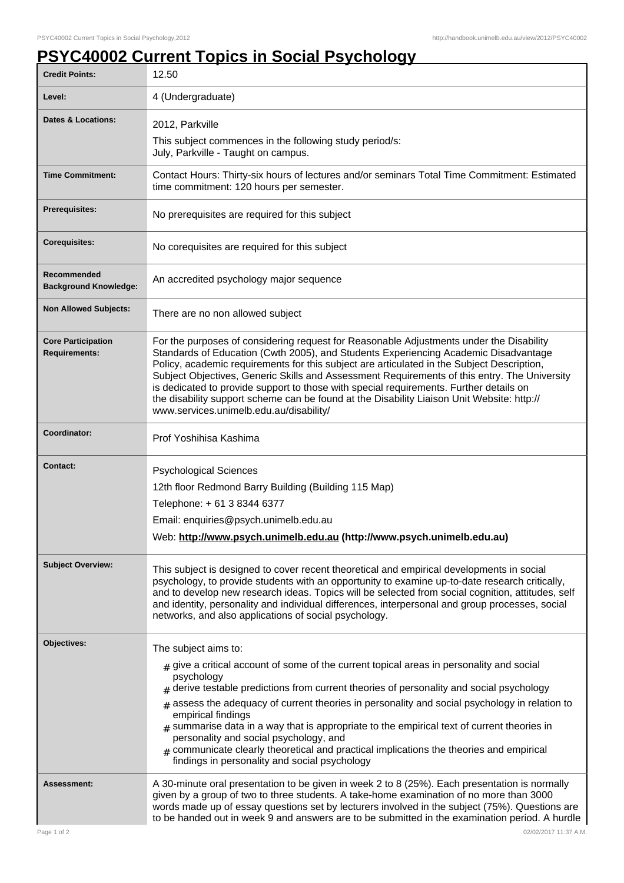# PSYC40002 Current Topics in Social Psychology

| | |
|---|---|
| **Credit Points:** | 12.50 |
| **Level:** | 4 (Undergraduate) |
| **Dates & Locations:** | 2012, Parkville<br>This subject commences in the following study period/s:<br>July, Parkville - Taught on campus. |
| **Time Commitment:** | Contact Hours: Thirty-six hours of lectures and/or seminars Total Time Commitment: Estimated time commitment: 120 hours per semester. |
| **Prerequisites:** | No prerequisites are required for this subject |
| **Corequisites:** | No corequisites are required for this subject |
| **Recommended Background Knowledge:** | An accredited psychology major sequence |
| **Non Allowed Subjects:** | There are no non allowed subject |
| **Core Participation Requirements:** | For the purposes of considering request for Reasonable Adjustments under the Disability Standards of Education (Cwth 2005), and Students Experiencing Academic Disadvantage Policy, academic requirements for this subject are articulated in the Subject Description, Subject Objectives, Generic Skills and Assessment Requirements of this entry. The University is dedicated to provide support to those with special requirements. Further details on the disability support scheme can be found at the Disability Liaison Unit Website: http://www.services.unimelb.edu.au/disability/ |
| **Coordinator:** | Prof Yoshihisa Kashima |
| **Contact:** | Psychological Sciences<br>12th floor Redmond Barry Building (Building 115 Map)<br>Telephone: + 61 3 8344 6377<br>Email: enquiries@psych.unimelb.edu.au<br>Web: **http://www.psych.unimelb.edu.au (http://www.psych.unimelb.edu.au)** |
| **Subject Overview:** | This subject is designed to cover recent theoretical and empirical developments in social psychology, to provide students with an opportunity to examine up-to-date research critically, and to develop new research ideas. Topics will be selected from social cognition, attitudes, self and identity, personality and individual differences, interpersonal and group processes, social networks, and also applications of social psychology. |
| **Objectives:** | The subject aims to:<br># give a critical account of some of the current topical areas in personality and social psychology<br># derive testable predictions from current theories of personality and social psychology<br># assess the adequacy of current theories in personality and social psychology in relation to empirical findings<br># summarise data in a way that is appropriate to the empirical text of current theories in personality and social psychology, and<br># communicate clearly theoretical and practical implications the theories and empirical findings in personality and social psychology |
| **Assessment:** | A 30-minute oral presentation to be given in week 2 to 8 (25%). Each presentation is normally given by a group of two to three students. A take-home examination of no more than 3000 words made up of essay questions set by lecturers involved in the subject (75%). Questions are to be handed out in week 9 and answers are to be submitted in the examination period. A hurdle |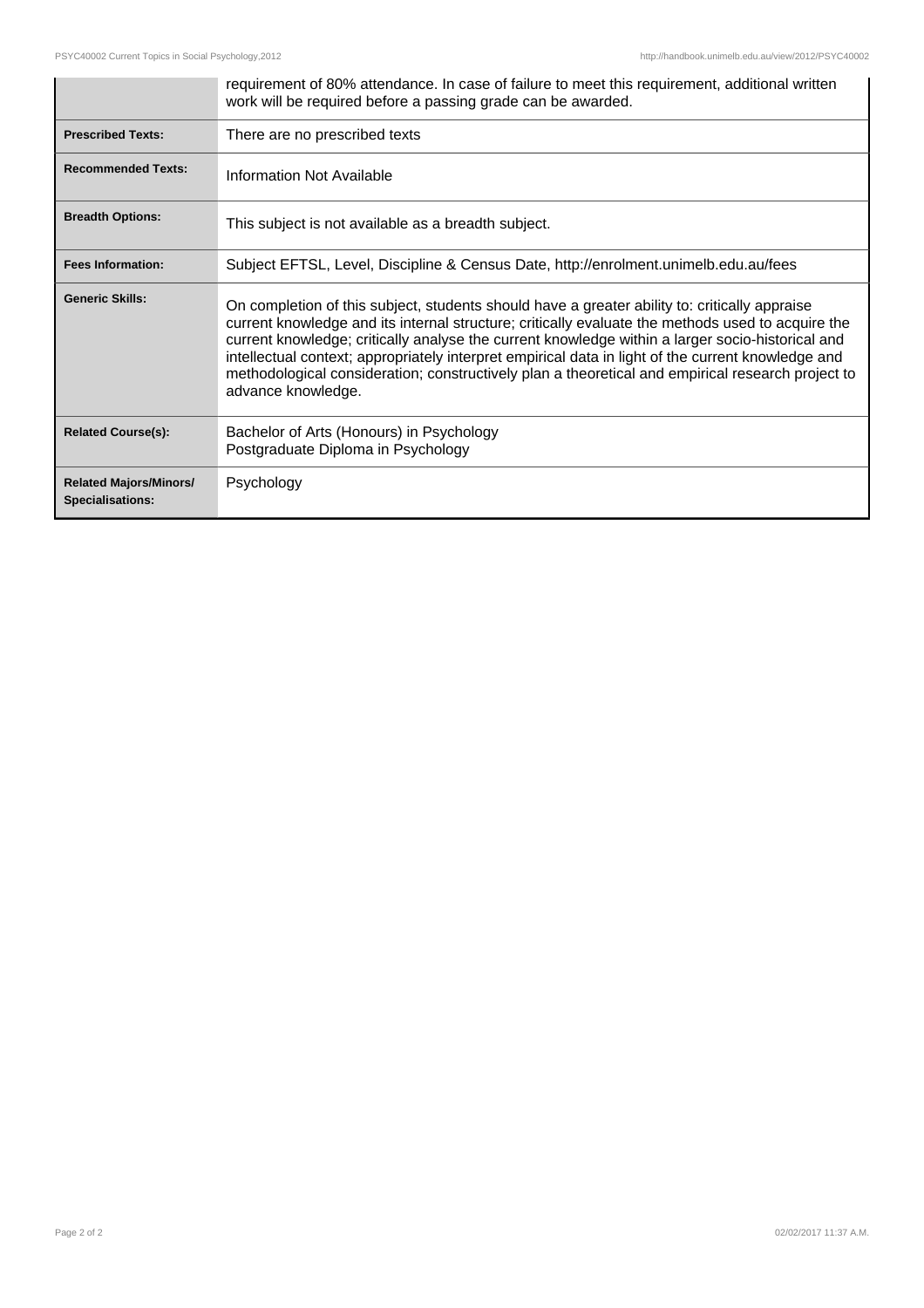| | |
|---|---|
| | requirement of 80% attendance. In case of failure to meet this requirement, additional written work will be required before a passing grade can be awarded. |
| **Prescribed Texts:** | There are no prescribed texts |
| **Recommended Texts:** | Information Not Available |
| **Breadth Options:** | This subject is not available as a breadth subject. |
| **Fees Information:** | Subject EFTSL, Level, Discipline & Census Date, http://enrolment.unimelb.edu.au/fees |
| **Generic Skills:** | On completion of this subject, students should have a greater ability to: critically appraise current knowledge and its internal structure; critically evaluate the methods used to acquire the current knowledge; critically analyse the current knowledge within a larger socio-historical and intellectual context; appropriately interpret empirical data in light of the current knowledge and methodological consideration; constructively plan a theoretical and empirical research project to advance knowledge. |
| **Related Course(s):** | Bachelor of Arts (Honours) in Psychology<br>Postgraduate Diploma in Psychology |
| **Related Majors/Minors/ Specialisations:** | Psychology |